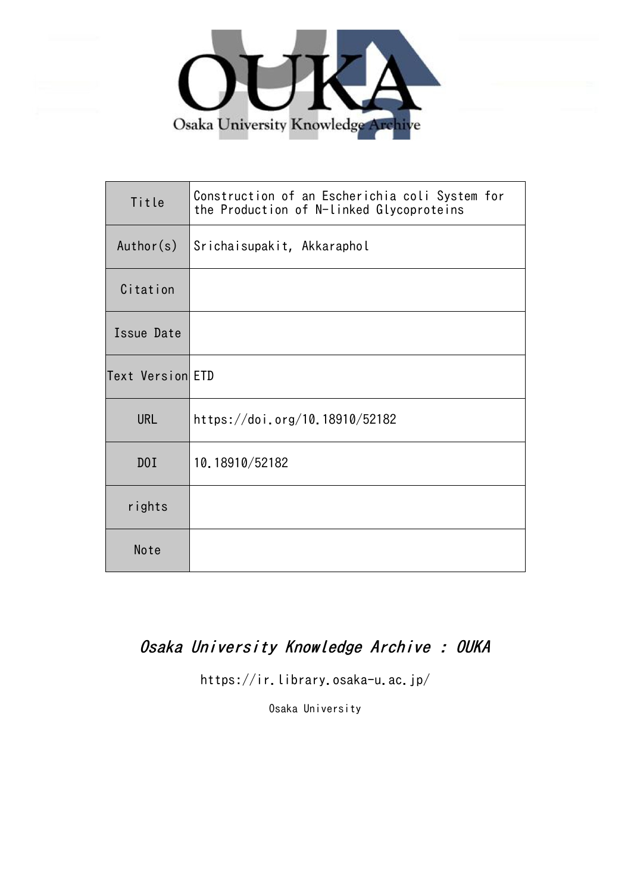OUKA

Osaka University Knowledge Archive

| | |
|---|---|
| Title | Construction of an Escherichia coli System for the Production of N-linked Glycoproteins |
| Author(s) | Srichaisupakit, Akkaraphol |
| Citation | |
| Issue Date | |
| Text Version | ETD |
| URL | https://doi.org/10.18910/52182 |
| DOI | 10.18910/52182 |
| rights | |
| Note | |

*Osaka University Knowledge Archive : OUKA*

https://ir.library.osaka-u.ac.jp/

Osaka University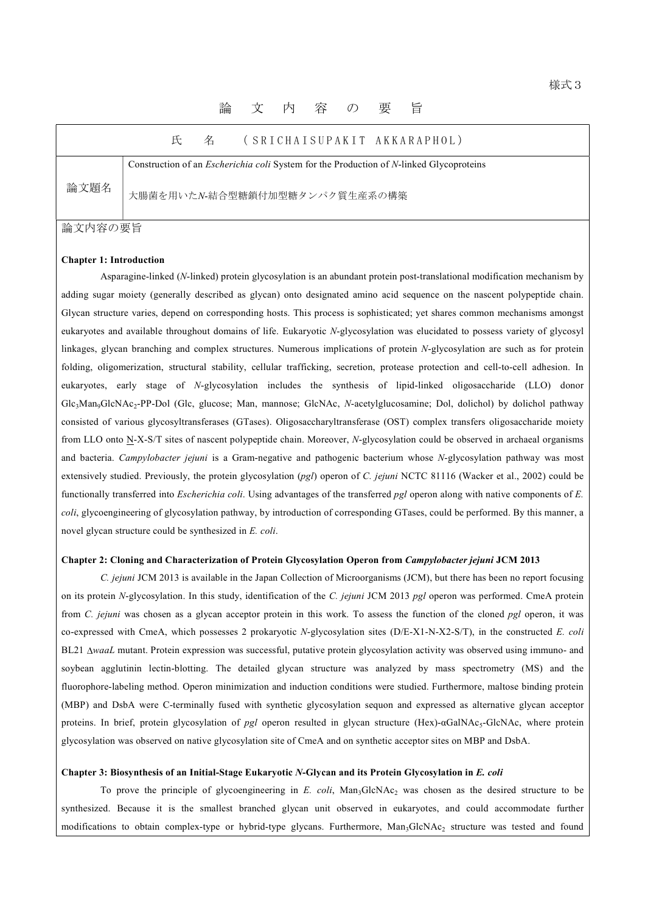様式３

# 論 文 内 容 の 要 旨

| 氏 名 | ( SRICHAISUPAKIT AKKARAPHOL) |
| --- | --- |
| 論文題名 | Construction of an *Escherichia coli* System for the Production of *N*-linked Glycoproteins<br><br>大腸菌を用いた*N*-結合型糖鎖付加型糖タンパク質生産系の構築 |

論文内容の要旨

**Chapter 1: Introduction**

Asparagine-linked (*N*-linked) protein glycosylation is an abundant protein post-translational modification mechanism by adding sugar moiety (generally described as glycan) onto designated amino acid sequence on the nascent polypeptide chain. Glycan structure varies, depend on corresponding hosts. This process is sophisticated; yet shares common mechanisms amongst eukaryotes and available throughout domains of life. Eukaryotic *N*-glycosylation was elucidated to possess variety of glycosyl linkages, glycan branching and complex structures. Numerous implications of protein *N*-glycosylation are such as for protein folding, oligomerization, structural stability, cellular trafficking, secretion, protease protection and cell-to-cell adhesion. In eukaryotes, early stage of *N*-glycosylation includes the synthesis of lipid-linked oligosaccharide (LLO) donor $Glc_3Man_9GlcNAc_2$-PP-Dol (Glc, glucose; Man, mannose; GlcNAc, *N*-acetylglucosamine; Dol, dolichol) by dolichol pathway consisted of various glycosyltransferases (GTases). Oligosaccharyltransferase (OST) complex transfers oligosaccharide moiety from LLO onto N-X-S/T sites of nascent polypeptide chain. Moreover, *N*-glycosylation could be observed in archaeal organisms and bacteria. *Campylobacter jejuni* is a Gram-negative and pathogenic bacterium whose *N*-glycosylation pathway was most extensively studied. Previously, the protein glycosylation (*pgl*) operon of *C. jejuni* NCTC 81116 (Wacker et al., 2002) could be functionally transferred into *Escherichia coli*. Using advantages of the transferred *pgl* operon along with native components of *E. coli*, glycoengineering of glycosylation pathway, by introduction of corresponding GTases, could be performed. By this manner, a novel glycan structure could be synthesized in *E. coli*.

**Chapter 2: Cloning and Characterization of Protein Glycosylation Operon from *Campylobacter jejuni* JCM 2013**

*C. jejuni* JCM 2013 is available in the Japan Collection of Microorganisms (JCM), but there has been no report focusing on its protein *N*-glycosylation. In this study, identification of the *C. jejuni* JCM 2013 *pgl* operon was performed. CmeA protein from *C. jejuni* was chosen as a glycan acceptor protein in this work. To assess the function of the cloned *pgl* operon, it was co-expressed with CmeA, which possesses 2 prokaryotic *N*-glycosylation sites (D/E-X1-N-X2-S/T), in the constructed *E. coli* BL21 Δ*waaL* mutant. Protein expression was successful, putative protein glycosylation activity was observed using immuno- and soybean agglutinin lectin-blotting. The detailed glycan structure was analyzed by mass spectrometry (MS) and the fluorophore-labeling method. Operon minimization and induction conditions were studied. Furthermore, maltose binding protein (MBP) and DsbA were C-terminally fused with synthetic glycosylation sequon and expressed as alternative glycan acceptor proteins. In brief, protein glycosylation of *pgl* operon resulted in glycan structure (Hex)-α$GalNAc_5$-GlcNAc, where protein glycosylation was observed on native glycosylation site of CmeA and on synthetic acceptor sites on MBP and DsbA.

**Chapter 3: Biosynthesis of an Initial-Stage Eukaryotic *N*-Glycan and its Protein Glycosylation in *E. coli***

To prove the principle of glycoengineering in *E. coli*, $Man_3GlcNAc_2$ was chosen as the desired structure to be synthesized. Because it is the smallest branched glycan unit observed in eukaryotes, and could accommodate further modifications to obtain complex-type or hybrid-type glycans. Furthermore, $Man_3GlcNAc_2$ structure was tested and found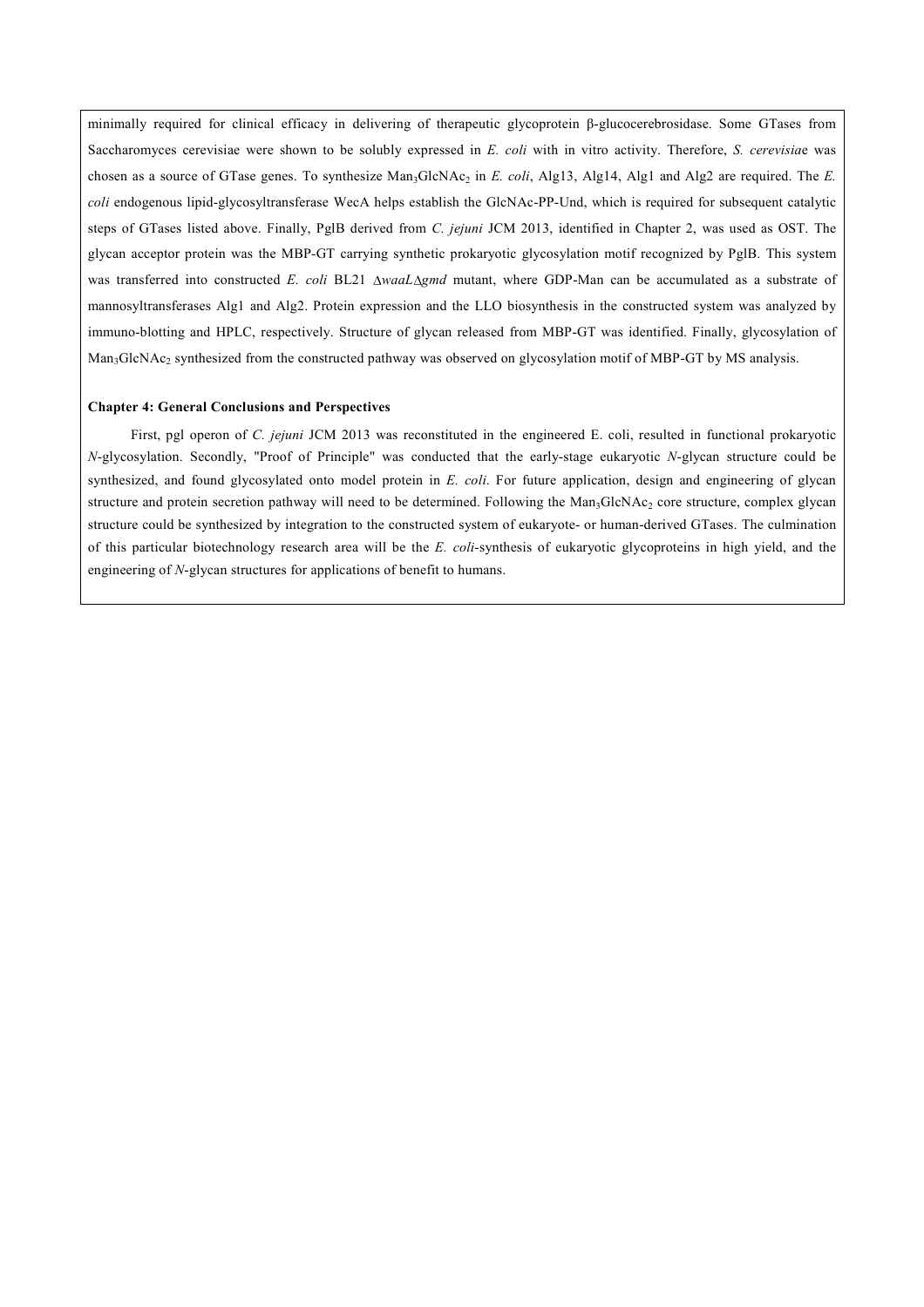minimally required for clinical efficacy in delivering of therapeutic glycoprotein β-glucocerebrosidase. Some GTases from Saccharomyces cerevisiae were shown to be solubly expressed in *E. coli* with in vitro activity. Therefore, *S. cerevisiae* was chosen as a source of GTase genes. To synthesize $Man_3GlcNAc_2$ in *E. coli*, Alg13, Alg14, Alg1 and Alg2 are required. The *E. coli* endogenous lipid-glycosyltransferase WecA helps establish the GlcNAc-PP-Und, which is required for subsequent catalytic steps of GTases listed above. Finally, PglB derived from *C. jejuni* JCM 2013, identified in Chapter 2, was used as OST. The glycan acceptor protein was the MBP-GT carrying synthetic prokaryotic glycosylation motif recognized by PglB. This system was transferred into constructed *E. coli* BL21 Δ*waaL*Δ*gmd* mutant, where GDP-Man can be accumulated as a substrate of mannosyltransferases Alg1 and Alg2. Protein expression and the LLO biosynthesis in the constructed system was analyzed by immuno-blotting and HPLC, respectively. Structure of glycan released from MBP-GT was identified. Finally, glycosylation of $Man_3GlcNAc_2$ synthesized from the constructed pathway was observed on glycosylation motif of MBP-GT by MS analysis.

**Chapter 4: General Conclusions and Perspectives**

First, pgl operon of *C. jejuni* JCM 2013 was reconstituted in the engineered E. coli, resulted in functional prokaryotic *N*-glycosylation. Secondly, "Proof of Principle" was conducted that the early-stage eukaryotic *N*-glycan structure could be synthesized, and found glycosylated onto model protein in *E. coli*. For future application, design and engineering of glycan structure and protein secretion pathway will need to be determined. Following the $Man_3GlcNAc_2$ core structure, complex glycan structure could be synthesized by integration to the constructed system of eukaryote- or human-derived GTases. The culmination of this particular biotechnology research area will be the *E. coli*-synthesis of eukaryotic glycoproteins in high yield, and the engineering of *N*-glycan structures for applications of benefit to humans.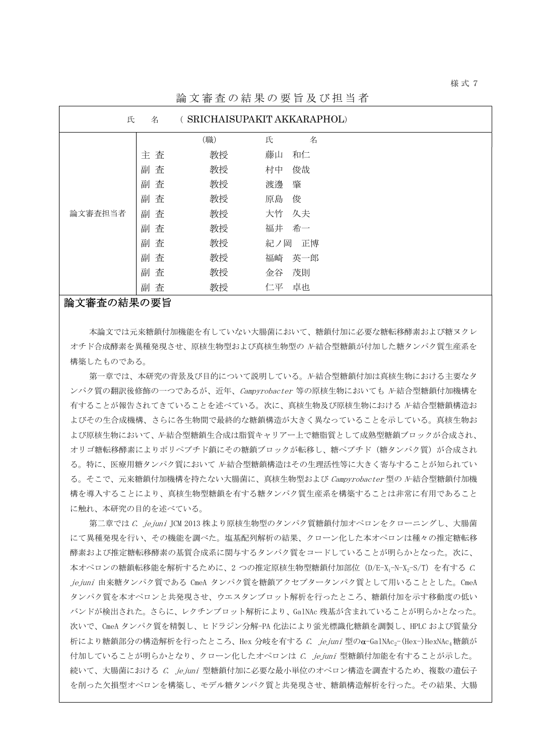様式7

# 論文審査の結果の要旨及び担当者

| | |
|---|---|
| 氏　名 | ( SRICHAISUPAKIT AKKARAPHOL) |

| 論文審査担当者 | | (職) | 氏　名 |
|---|---|---|---|
| | 主 査 | 教授 | 藤山　和仁 |
| | 副 査 | 教授 | 村中　俊哉 |
| | 副 査 | 教授 | 渡邊　肇 |
| | 副 査 | 教授 | 原島　俊 |
| | 副 査 | 教授 | 大竹　久夫 |
| | 副 査 | 教授 | 福井　希一 |
| | 副 査 | 教授 | 紀ノ岡　正博 |
| | 副 査 | 教授 | 福崎　英一郎 |
| | 副 査 | 教授 | 金谷　茂則 |
| | 副 査 | 教授 | 仁平　卓也 |

## 論文審査の結果の要旨

本論文では元来糖鎖付加機能を有していない大腸菌において、糖鎖付加に必要な糖転移酵素および糖ヌクレオチド合成酵素を異種発現させ、原核生物型および真核生物型の *N*-結合型糖鎖が付加した糖タンパク質生産系を構築したものである。

第一章では、本研究の背景及び目的について説明している。*N*-結合型糖鎖付加は真核生物における主要なタンパク質の翻訳後修飾の一つであるが、近年、*Campyrobacter* 等の原核生物においても *N*-結合型糖鎖付加機構を有することが報告されてきていることを述べている。次に、真核生物及び原核生物における *N*-結合型糖鎖構造およびその生合成機構、さらに各生物間で最終的な糖鎖構造が大きく異なっていることを示している。真核生物および原核生物において、*N*-結合型糖鎖生合成は脂質キャリアー上で糖脂質として成熟型糖鎖ブロックが合成され、オリゴ糖転移酵素によりポリペプチド鎖にその糖鎖ブロックが転移し、糖ペプチド（糖タンパク質）が合成される。特に、医療用糖タンパク質において *N*-結合型糖鎖構造はその生理活性等に大きく寄与することが知られている。そこで、元来糖鎖付加機構を持たない大腸菌に、真核生物型および *Campyrobacter* 型の *N*-結合型糖鎖付加機構を導入することにより、真核生物型糖鎖を有する糖タンパク質生産系を構築することは非常に有用であることに触れ、本研究の目的を述べている。

第二章では *C. jejuni* JCM 2013 株より原核生物型のタンパク質糖鎖付加オペロンをクローニングし、大腸菌にて異種発現を行い、その機能を調べた。塩基配列解析の結果、クローン化した本オペロンは種々の推定糖転移酵素および推定糖転移酵素の基質合成系に関与するタンパク質をコードしていることが明らかとなった。次に、本オペロンの糖鎖転移能を解析するために、2 つの推定原核生物型糖鎖付加部位 ($D/E-X_1-N-X_2-S/T$) を有する *C. jejuni* 由来糖タンパク質である CmeA タンパク質を糖鎖アクセプタータンパク質として用いることとした。CmeA タンパク質を本オペロンと共発現させ、ウエスタンブロット解析を行ったところ、糖鎖付加を示す移動度の低いバンドが検出された。さらに、レクチンブロット解析により、GalNAc 残基が含まれていることが明らかとなった。次いで、CmeA タンパク質を精製し、ヒドラジン分解-PA 化法により蛍光標識化糖鎖を調製し、HPLC および質量分析により糖鎖部分の構造解析を行ったところ、Hex 分岐を有する *C. jejuni* 型の$\alpha$-$GalNAc_2$-(Hex-)$HexNAc_4$糖鎖が付加していることが明らかとなり、クローン化したオペロンは *C. jejuni* 型糖鎖付加能を有することが示した。続いて、大腸菌における *C. jejuni* 型糖鎖付加に必要な最小単位のオペロン構造を調査するため、複数の遺伝子を削った欠損型オペロンを構築し、モデル糖タンパク質と共発現させ、糖鎖構造解析を行った。その結果、大腸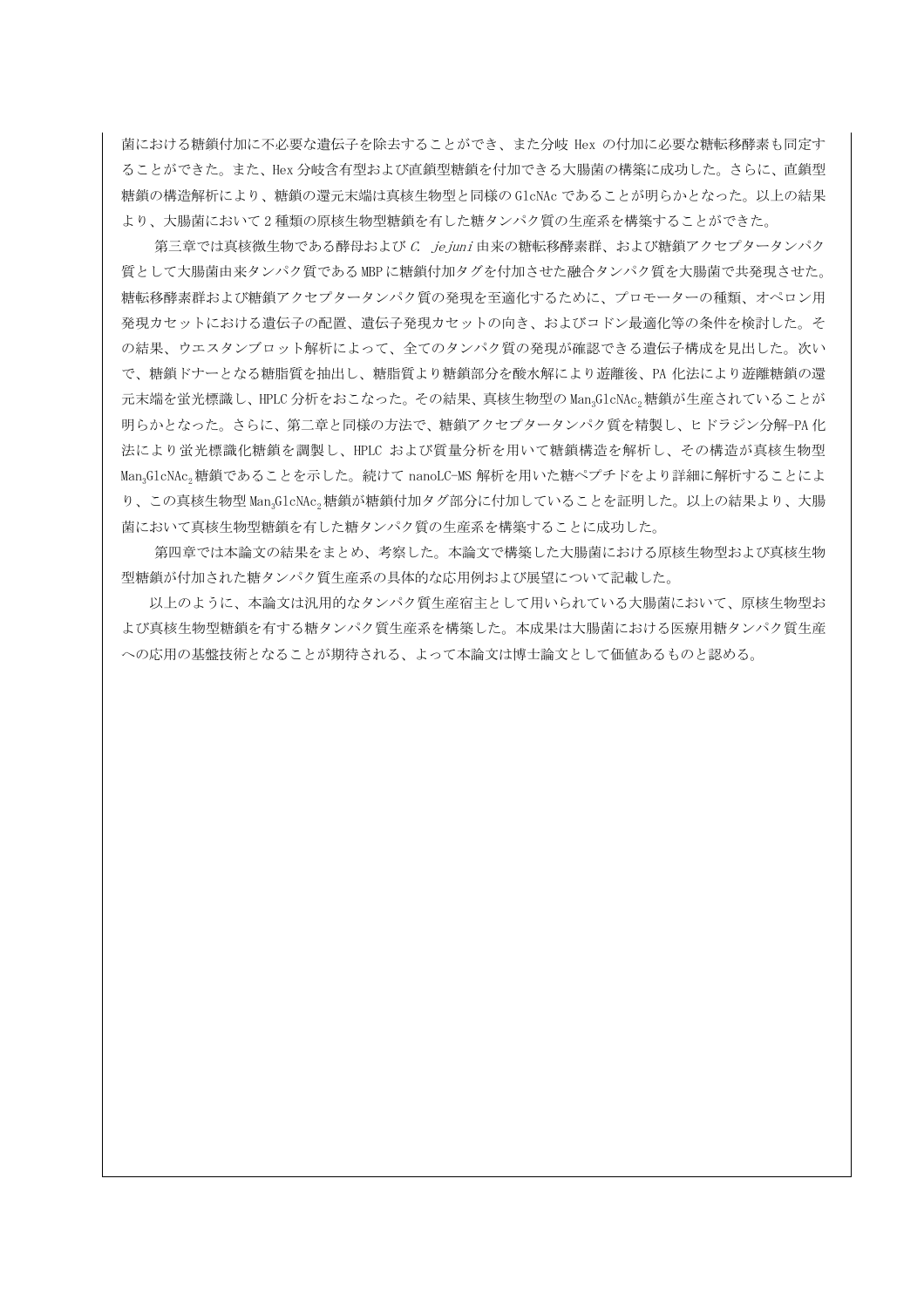菌における糖鎖付加に不必要な遺伝子を除去することができ、また分岐 Hex の付加に必要な糖転移酵素も同定することができた。また、Hex 分岐含有型および直鎖型糖鎖を付加できる大腸菌の構築に成功した。さらに、直鎖型糖鎖の構造解析により、糖鎖の還元末端は真核生物型と同様の GlcNAc であることが明らかとなった。以上の結果より、大腸菌において 2 種類の原核生物型糖鎖を有した糖タンパク質の生産系を構築することができた。

第三章では真核微生物である酵母および *C. jejuni* 由来の糖転移酵素群、および糖鎖アクセプタータンパク質として大腸菌由来タンパク質である MBP に糖鎖付加タグを付加させた融合タンパク質を大腸菌で共発現させた。糖転移酵素群および糖鎖アクセプタータンパク質の発現を至適化するために、プロモーターの種類、オペロン用発現カセットにおける遺伝子の配置、遺伝子発現カセットの向き、およびコドン最適化等の条件を検討した。その結果、ウエスタンブロット解析によって、全てのタンパク質の発現が確認できる遺伝子構成を見出した。次いで、糖鎖ドナーとなる糖脂質を抽出し、糖脂質より糖鎖部分を酸水解により遊離後、PA 化法により遊離糖鎖の還元末端を蛍光標識し、HPLC 分析をおこなった。その結果、真核生物型の $Man_3GlcNAc_2$ 糖鎖が生産されていることが明らかとなった。さらに、第二章と同様の方法で、糖鎖アクセプタータンパク質を精製し、ヒドラジン分解-PA 化法により蛍光標識化糖鎖を調製し、HPLC および質量分析を用いて糖鎖構造を解析し、その構造が真核生物型 $Man_3GlcNAc_2$ 糖鎖であることを示した。続けて nanoLC-MS 解析を用いた糖ペプチドをより詳細に解析することにより、この真核生物型 $Man_3GlcNAc_2$ 糖鎖が糖鎖付加タグ部分に付加していることを証明した。以上の結果より、大腸菌において真核生物型糖鎖を有した糖タンパク質の生産系を構築することに成功した。

第四章では本論文の結果をまとめ、考察した。本論文で構築した大腸菌における原核生物型および真核生物型糖鎖が付加された糖タンパク質生産系の具体的な応用例および展望について記載した。

以上のように、本論文は汎用的なタンパク質生産宿主として用いられている大腸菌において、原核生物型および真核生物型糖鎖を有する糖タンパク質生産系を構築した。本成果は大腸菌における医療用糖タンパク質生産への応用の基盤技術となることが期待される、よって本論文は博士論文として価値あるものと認める。